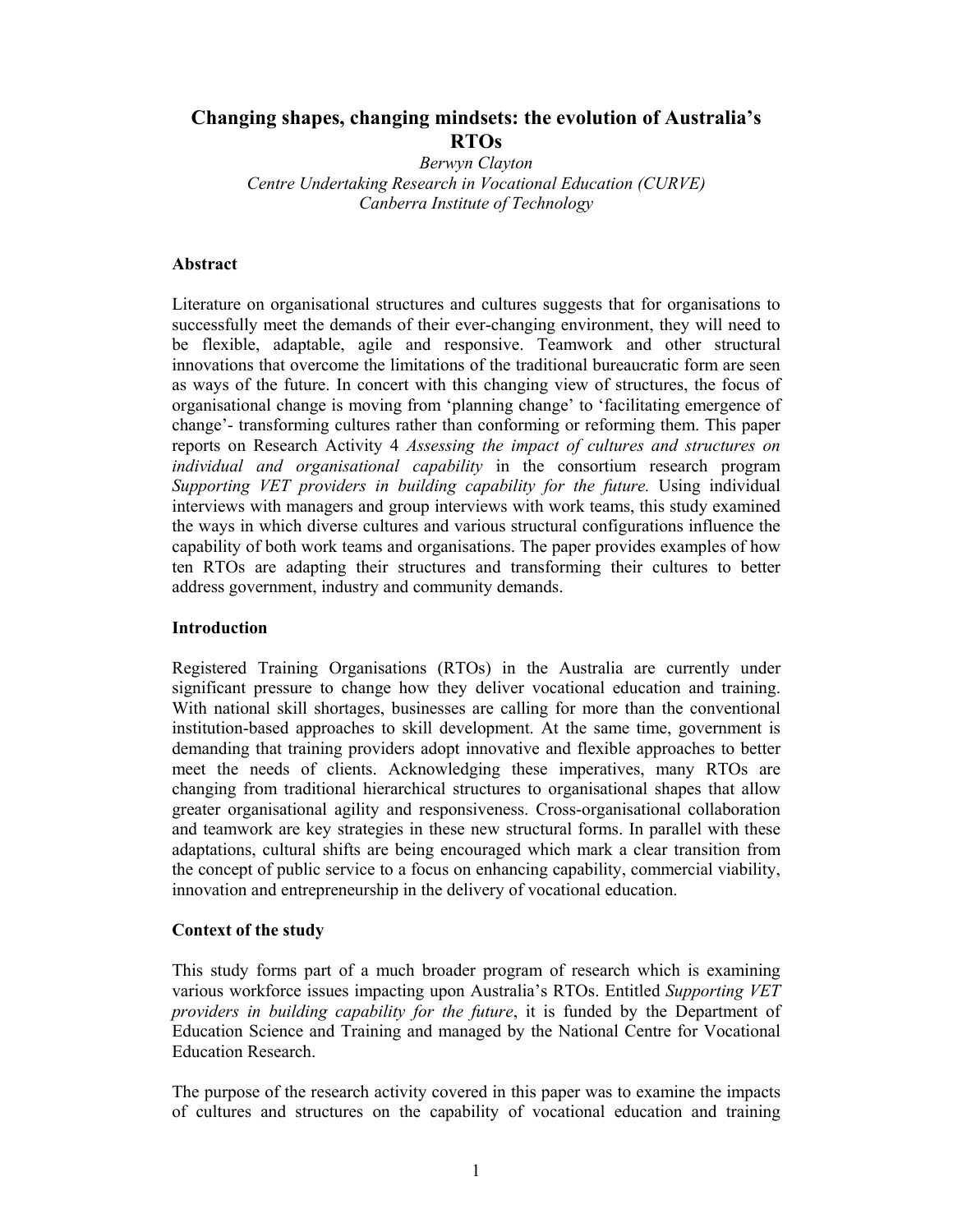# Changing shapes, changing mindsets: the evolution of Australia's RTOs

*Berwyn Clayton*
*Centre Undertaking Research in Vocational Education (CURVE)*
*Canberra Institute of Technology*

## Abstract

Literature on organisational structures and cultures suggests that for organisations to successfully meet the demands of their ever-changing environment, they will need to be flexible, adaptable, agile and responsive. Teamwork and other structural innovations that overcome the limitations of the traditional bureaucratic form are seen as ways of the future. In concert with this changing view of structures, the focus of organisational change is moving from 'planning change' to 'facilitating emergence of change'- transforming cultures rather than conforming or reforming them. This paper reports on Research Activity 4 *Assessing the impact of cultures and structures on individual and organisational capability* in the consortium research program *Supporting VET providers in building capability for the future.* Using individual interviews with managers and group interviews with work teams, this study examined the ways in which diverse cultures and various structural configurations influence the capability of both work teams and organisations. The paper provides examples of how ten RTOs are adapting their structures and transforming their cultures to better address government, industry and community demands.

## Introduction

Registered Training Organisations (RTOs) in the Australia are currently under significant pressure to change how they deliver vocational education and training. With national skill shortages, businesses are calling for more than the conventional institution-based approaches to skill development. At the same time, government is demanding that training providers adopt innovative and flexible approaches to better meet the needs of clients. Acknowledging these imperatives, many RTOs are changing from traditional hierarchical structures to organisational shapes that allow greater organisational agility and responsiveness. Cross-organisational collaboration and teamwork are key strategies in these new structural forms. In parallel with these adaptations, cultural shifts are being encouraged which mark a clear transition from the concept of public service to a focus on enhancing capability, commercial viability, innovation and entrepreneurship in the delivery of vocational education.

## Context of the study

This study forms part of a much broader program of research which is examining various workforce issues impacting upon Australia's RTOs. Entitled *Supporting VET providers in building capability for the future*, it is funded by the Department of Education Science and Training and managed by the National Centre for Vocational Education Research.

The purpose of the research activity covered in this paper was to examine the impacts of cultures and structures on the capability of vocational education and training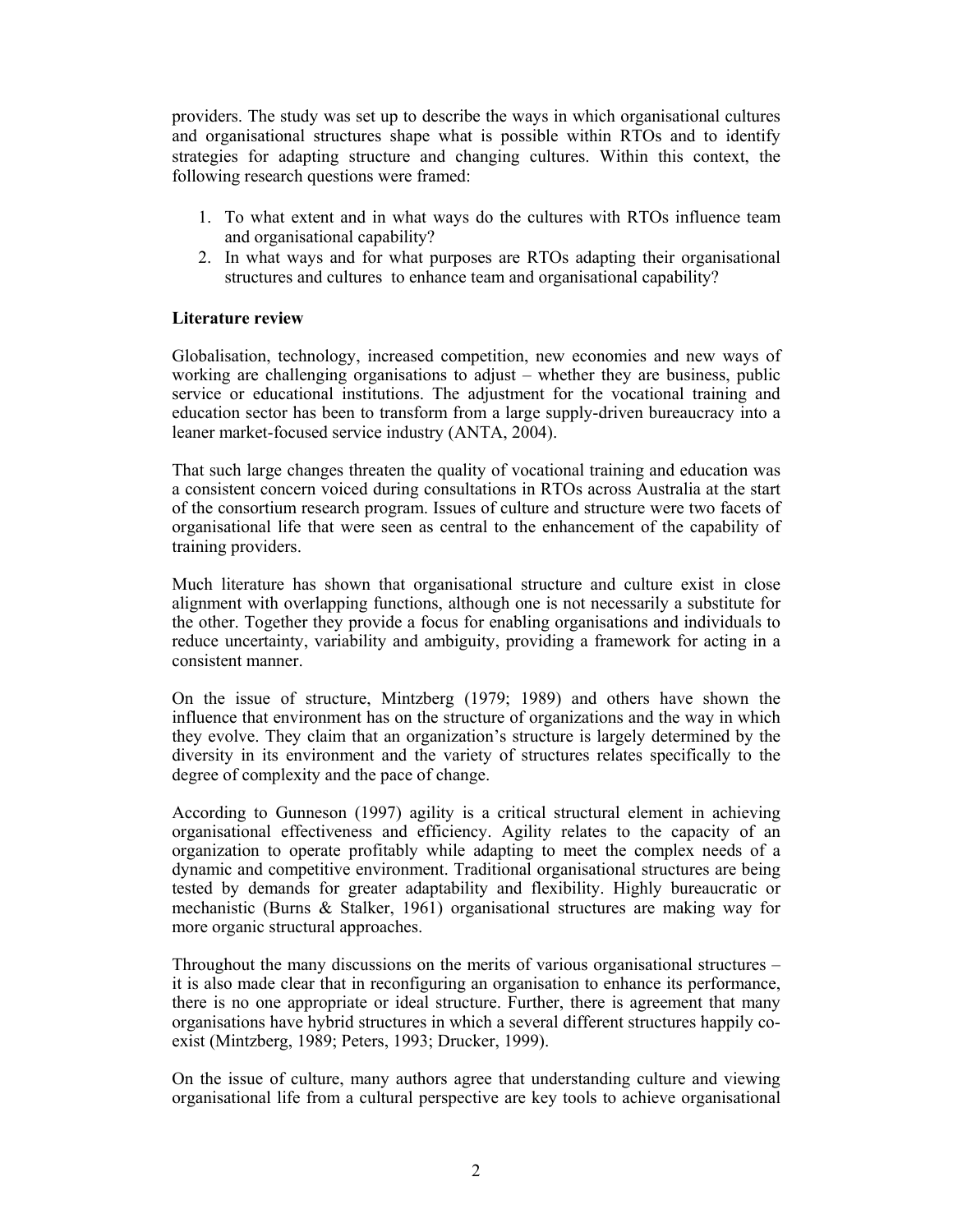providers. The study was set up to describe the ways in which organisational cultures and organisational structures shape what is possible within RTOs and to identify strategies for adapting structure and changing cultures. Within this context, the following research questions were framed:

1. To what extent and in what ways do the cultures with RTOs influence team and organisational capability?
2. In what ways and for what purposes are RTOs adapting their organisational structures and cultures to enhance team and organisational capability?

**Literature review**

Globalisation, technology, increased competition, new economies and new ways of working are challenging organisations to adjust – whether they are business, public service or educational institutions. The adjustment for the vocational training and education sector has been to transform from a large supply-driven bureaucracy into a leaner market-focused service industry (ANTA, 2004).

That such large changes threaten the quality of vocational training and education was a consistent concern voiced during consultations in RTOs across Australia at the start of the consortium research program. Issues of culture and structure were two facets of organisational life that were seen as central to the enhancement of the capability of training providers.

Much literature has shown that organisational structure and culture exist in close alignment with overlapping functions, although one is not necessarily a substitute for the other. Together they provide a focus for enabling organisations and individuals to reduce uncertainty, variability and ambiguity, providing a framework for acting in a consistent manner.

On the issue of structure, Mintzberg (1979; 1989) and others have shown the influence that environment has on the structure of organizations and the way in which they evolve. They claim that an organization's structure is largely determined by the diversity in its environment and the variety of structures relates specifically to the degree of complexity and the pace of change.

According to Gunneson (1997) agility is a critical structural element in achieving organisational effectiveness and efficiency. Agility relates to the capacity of an organization to operate profitably while adapting to meet the complex needs of a dynamic and competitive environment. Traditional organisational structures are being tested by demands for greater adaptability and flexibility. Highly bureaucratic or mechanistic (Burns & Stalker, 1961) organisational structures are making way for more organic structural approaches.

Throughout the many discussions on the merits of various organisational structures – it is also made clear that in reconfiguring an organisation to enhance its performance, there is no one appropriate or ideal structure. Further, there is agreement that many organisations have hybrid structures in which a several different structures happily co-exist (Mintzberg, 1989; Peters, 1993; Drucker, 1999).

On the issue of culture, many authors agree that understanding culture and viewing organisational life from a cultural perspective are key tools to achieve organisational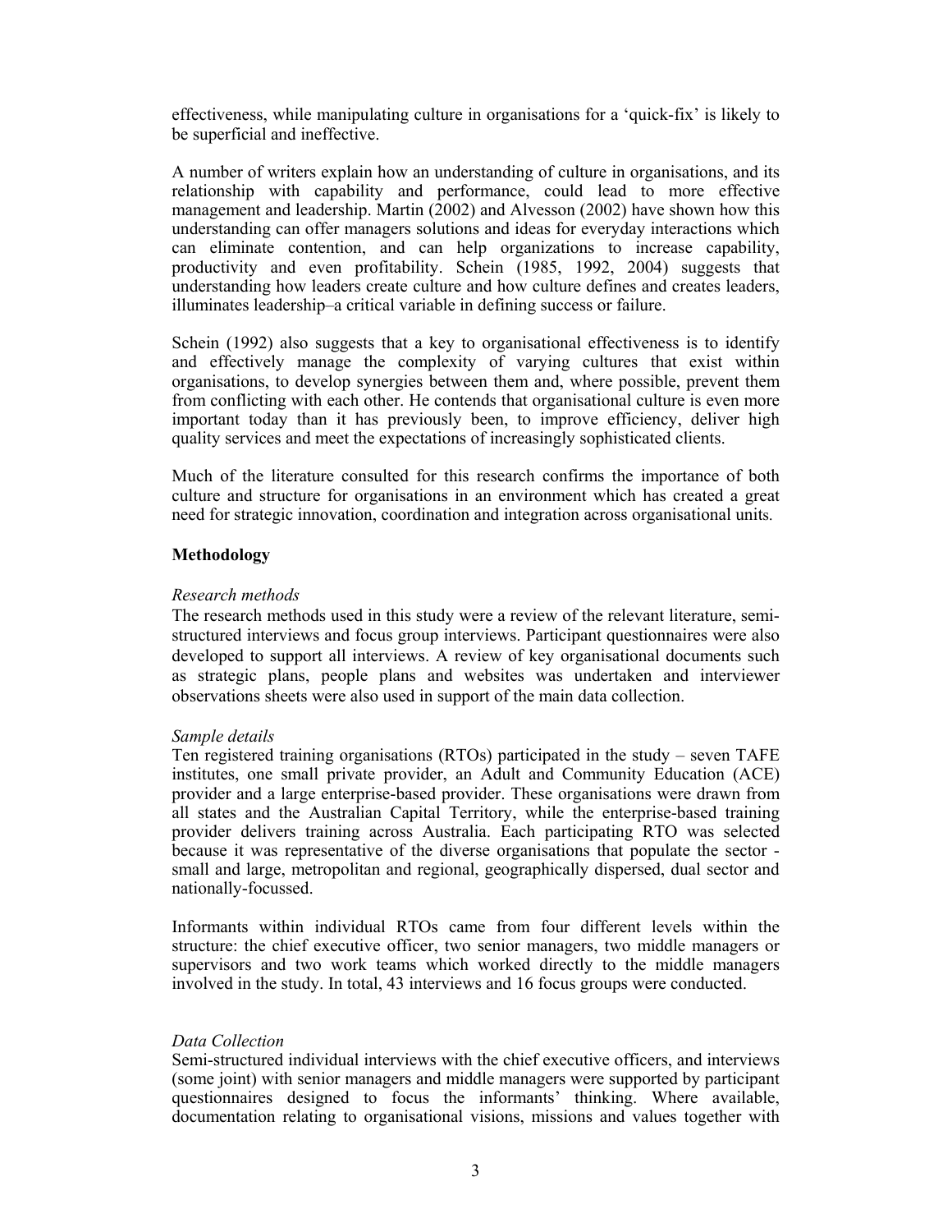effectiveness, while manipulating culture in organisations for a 'quick-fix' is likely to be superficial and ineffective.

A number of writers explain how an understanding of culture in organisations, and its relationship with capability and performance, could lead to more effective management and leadership. Martin (2002) and Alvesson (2002) have shown how this understanding can offer managers solutions and ideas for everyday interactions which can eliminate contention, and can help organizations to increase capability, productivity and even profitability. Schein (1985, 1992, 2004) suggests that understanding how leaders create culture and how culture defines and creates leaders, illuminates leadership–a critical variable in defining success or failure.

Schein (1992) also suggests that a key to organisational effectiveness is to identify and effectively manage the complexity of varying cultures that exist within organisations, to develop synergies between them and, where possible, prevent them from conflicting with each other. He contends that organisational culture is even more important today than it has previously been, to improve efficiency, deliver high quality services and meet the expectations of increasingly sophisticated clients.

Much of the literature consulted for this research confirms the importance of both culture and structure for organisations in an environment which has created a great need for strategic innovation, coordination and integration across organisational units.

## Methodology

*Research methods*

The research methods used in this study were a review of the relevant literature, semi-structured interviews and focus group interviews. Participant questionnaires were also developed to support all interviews. A review of key organisational documents such as strategic plans, people plans and websites was undertaken and interviewer observations sheets were also used in support of the main data collection.

*Sample details*

Ten registered training organisations (RTOs) participated in the study – seven TAFE institutes, one small private provider, an Adult and Community Education (ACE) provider and a large enterprise-based provider. These organisations were drawn from all states and the Australian Capital Territory, while the enterprise-based training provider delivers training across Australia. Each participating RTO was selected because it was representative of the diverse organisations that populate the sector - small and large, metropolitan and regional, geographically dispersed, dual sector and nationally-focussed.

Informants within individual RTOs came from four different levels within the structure: the chief executive officer, two senior managers, two middle managers or supervisors and two work teams which worked directly to the middle managers involved in the study. In total, 43 interviews and 16 focus groups were conducted.

*Data Collection*

Semi-structured individual interviews with the chief executive officers, and interviews (some joint) with senior managers and middle managers were supported by participant questionnaires designed to focus the informants' thinking. Where available, documentation relating to organisational visions, missions and values together with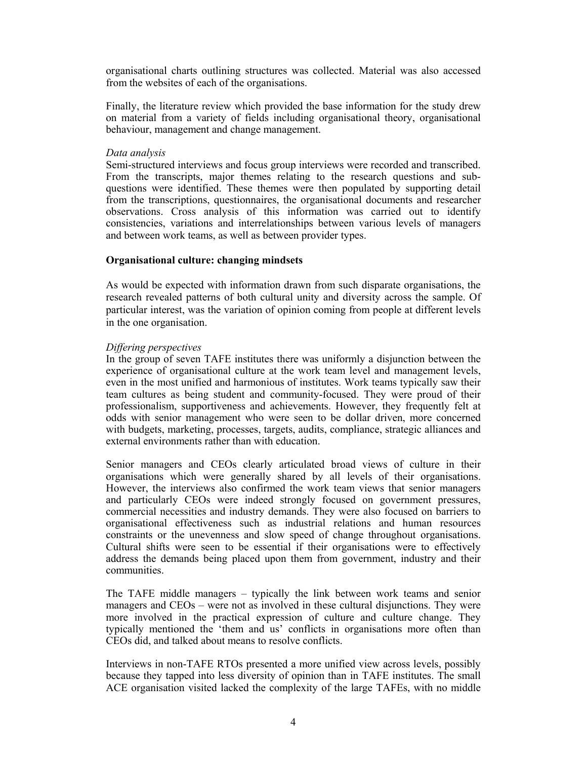organisational charts outlining structures was collected. Material was also accessed from the websites of each of the organisations.

Finally, the literature review which provided the base information for the study drew on material from a variety of fields including organisational theory, organisational behaviour, management and change management.

*Data analysis*

Semi-structured interviews and focus group interviews were recorded and transcribed. From the transcripts, major themes relating to the research questions and sub-questions were identified. These themes were then populated by supporting detail from the transcriptions, questionnaires, the organisational documents and researcher observations. Cross analysis of this information was carried out to identify consistencies, variations and interrelationships between various levels of managers and between work teams, as well as between provider types.

**Organisational culture: changing mindsets**

As would be expected with information drawn from such disparate organisations, the research revealed patterns of both cultural unity and diversity across the sample. Of particular interest, was the variation of opinion coming from people at different levels in the one organisation.

*Differing perspectives*

In the group of seven TAFE institutes there was uniformly a disjunction between the experience of organisational culture at the work team level and management levels, even in the most unified and harmonious of institutes. Work teams typically saw their team cultures as being student and community-focused. They were proud of their professionalism, supportiveness and achievements. However, they frequently felt at odds with senior management who were seen to be dollar driven, more concerned with budgets, marketing, processes, targets, audits, compliance, strategic alliances and external environments rather than with education.

Senior managers and CEOs clearly articulated broad views of culture in their organisations which were generally shared by all levels of their organisations. However, the interviews also confirmed the work team views that senior managers and particularly CEOs were indeed strongly focused on government pressures, commercial necessities and industry demands. They were also focused on barriers to organisational effectiveness such as industrial relations and human resources constraints or the unevenness and slow speed of change throughout organisations. Cultural shifts were seen to be essential if their organisations were to effectively address the demands being placed upon them from government, industry and their communities.

The TAFE middle managers – typically the link between work teams and senior managers and CEOs – were not as involved in these cultural disjunctions. They were more involved in the practical expression of culture and culture change. They typically mentioned the 'them and us' conflicts in organisations more often than CEOs did, and talked about means to resolve conflicts.

Interviews in non-TAFE RTOs presented a more unified view across levels, possibly because they tapped into less diversity of opinion than in TAFE institutes. The small ACE organisation visited lacked the complexity of the large TAFEs, with no middle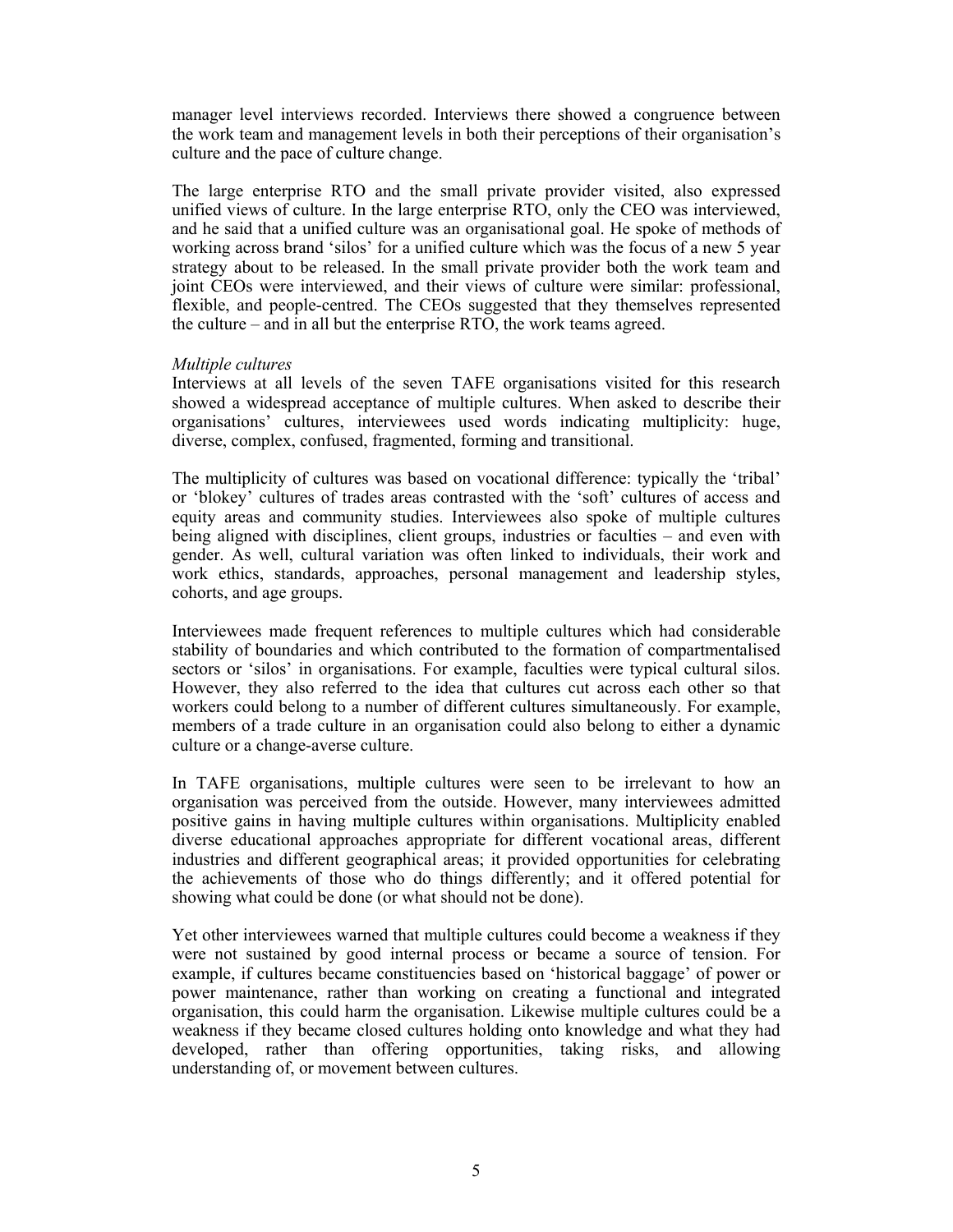manager level interviews recorded. Interviews there showed a congruence between the work team and management levels in both their perceptions of their organisation's culture and the pace of culture change.

The large enterprise RTO and the small private provider visited, also expressed unified views of culture. In the large enterprise RTO, only the CEO was interviewed, and he said that a unified culture was an organisational goal. He spoke of methods of working across brand 'silos' for a unified culture which was the focus of a new 5 year strategy about to be released. In the small private provider both the work team and joint CEOs were interviewed, and their views of culture were similar: professional, flexible, and people-centred. The CEOs suggested that they themselves represented the culture – and in all but the enterprise RTO, the work teams agreed.

*Multiple cultures*

Interviews at all levels of the seven TAFE organisations visited for this research showed a widespread acceptance of multiple cultures. When asked to describe their organisations' cultures, interviewees used words indicating multiplicity: huge, diverse, complex, confused, fragmented, forming and transitional.

The multiplicity of cultures was based on vocational difference: typically the 'tribal' or 'blokey' cultures of trades areas contrasted with the 'soft' cultures of access and equity areas and community studies. Interviewees also spoke of multiple cultures being aligned with disciplines, client groups, industries or faculties – and even with gender. As well, cultural variation was often linked to individuals, their work and work ethics, standards, approaches, personal management and leadership styles, cohorts, and age groups.

Interviewees made frequent references to multiple cultures which had considerable stability of boundaries and which contributed to the formation of compartmentalised sectors or 'silos' in organisations. For example, faculties were typical cultural silos. However, they also referred to the idea that cultures cut across each other so that workers could belong to a number of different cultures simultaneously. For example, members of a trade culture in an organisation could also belong to either a dynamic culture or a change-averse culture.

In TAFE organisations, multiple cultures were seen to be irrelevant to how an organisation was perceived from the outside. However, many interviewees admitted positive gains in having multiple cultures within organisations. Multiplicity enabled diverse educational approaches appropriate for different vocational areas, different industries and different geographical areas; it provided opportunities for celebrating the achievements of those who do things differently; and it offered potential for showing what could be done (or what should not be done).

Yet other interviewees warned that multiple cultures could become a weakness if they were not sustained by good internal process or became a source of tension. For example, if cultures became constituencies based on 'historical baggage' of power or power maintenance, rather than working on creating a functional and integrated organisation, this could harm the organisation. Likewise multiple cultures could be a weakness if they became closed cultures holding onto knowledge and what they had developed, rather than offering opportunities, taking risks, and allowing understanding of, or movement between cultures.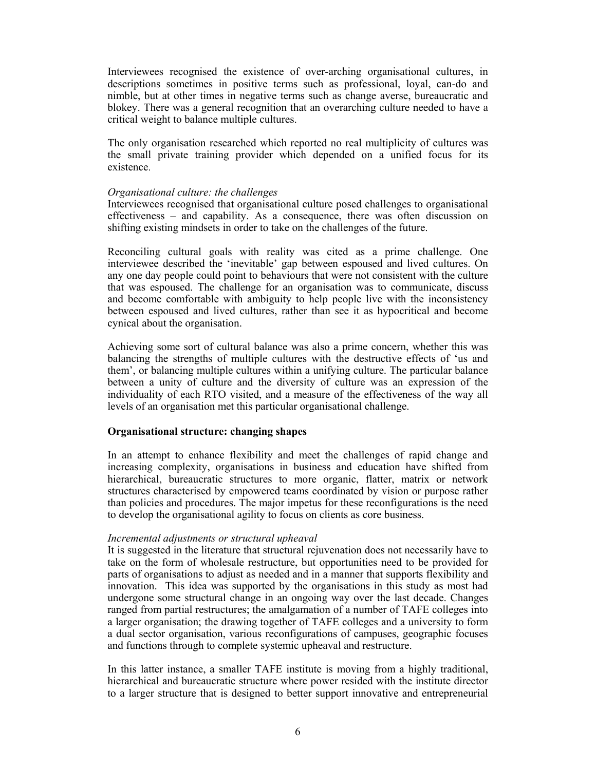Interviewees recognised the existence of over-arching organisational cultures, in descriptions sometimes in positive terms such as professional, loyal, can-do and nimble, but at other times in negative terms such as change averse, bureaucratic and blokey. There was a general recognition that an overarching culture needed to have a critical weight to balance multiple cultures.

The only organisation researched which reported no real multiplicity of cultures was the small private training provider which depended on a unified focus for its existence.

*Organisational culture: the challenges*
Interviewees recognised that organisational culture posed challenges to organisational effectiveness – and capability. As a consequence, there was often discussion on shifting existing mindsets in order to take on the challenges of the future.

Reconciling cultural goals with reality was cited as a prime challenge. One interviewee described the 'inevitable' gap between espoused and lived cultures. On any one day people could point to behaviours that were not consistent with the culture that was espoused. The challenge for an organisation was to communicate, discuss and become comfortable with ambiguity to help people live with the inconsistency between espoused and lived cultures, rather than see it as hypocritical and become cynical about the organisation.

Achieving some sort of cultural balance was also a prime concern, whether this was balancing the strengths of multiple cultures with the destructive effects of 'us and them', or balancing multiple cultures within a unifying culture. The particular balance between a unity of culture and the diversity of culture was an expression of the individuality of each RTO visited, and a measure of the effectiveness of the way all levels of an organisation met this particular organisational challenge.

**Organisational structure: changing shapes**

In an attempt to enhance flexibility and meet the challenges of rapid change and increasing complexity, organisations in business and education have shifted from hierarchical, bureaucratic structures to more organic, flatter, matrix or network structures characterised by empowered teams coordinated by vision or purpose rather than policies and procedures. The major impetus for these reconfigurations is the need to develop the organisational agility to focus on clients as core business.

*Incremental adjustments or structural upheaval*
It is suggested in the literature that structural rejuvenation does not necessarily have to take on the form of wholesale restructure, but opportunities need to be provided for parts of organisations to adjust as needed and in a manner that supports flexibility and innovation. This idea was supported by the organisations in this study as most had undergone some structural change in an ongoing way over the last decade. Changes ranged from partial restructures; the amalgamation of a number of TAFE colleges into a larger organisation; the drawing together of TAFE colleges and a university to form a dual sector organisation, various reconfigurations of campuses, geographic focuses and functions through to complete systemic upheaval and restructure.

In this latter instance, a smaller TAFE institute is moving from a highly traditional, hierarchical and bureaucratic structure where power resided with the institute director to a larger structure that is designed to better support innovative and entrepreneurial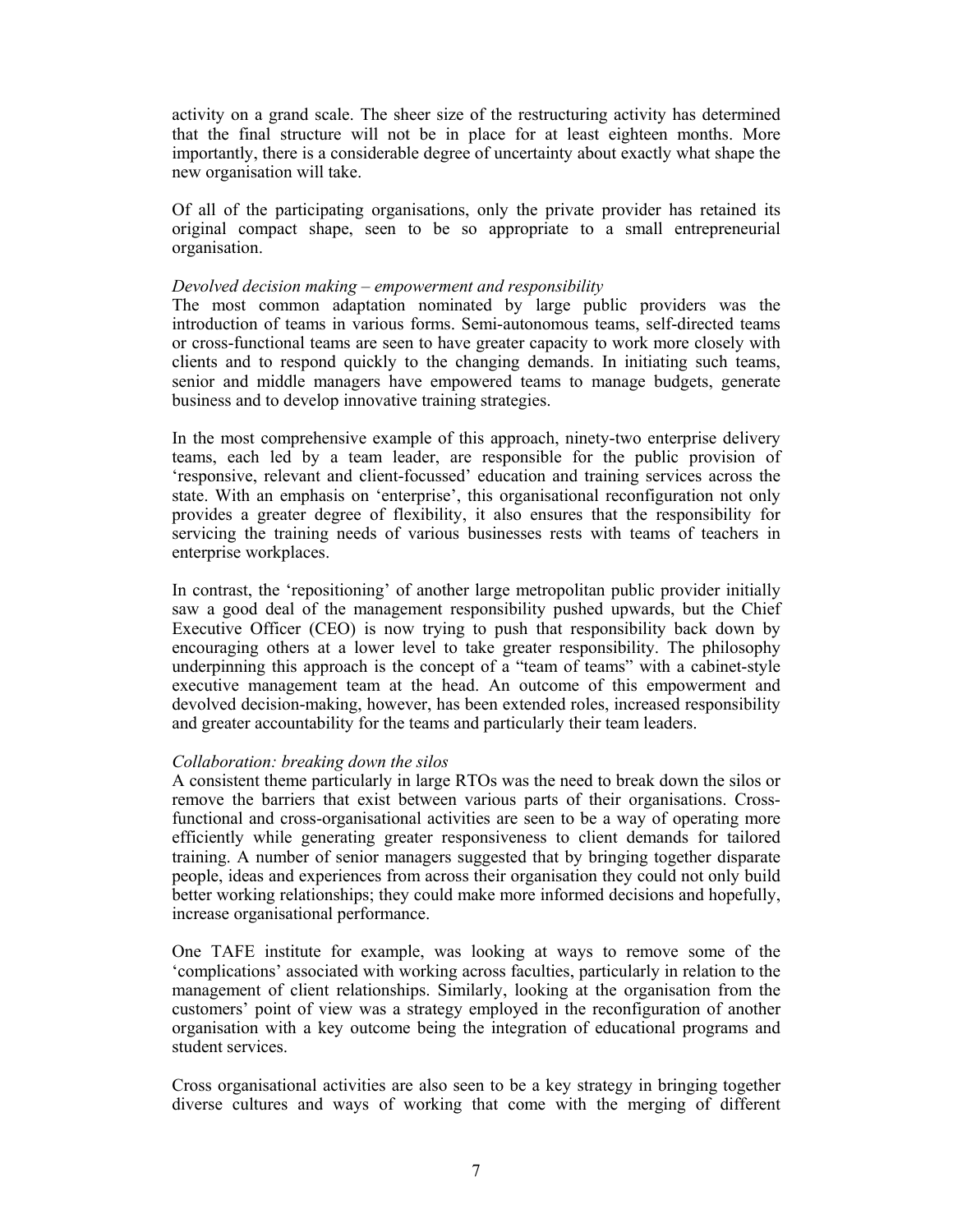activity on a grand scale. The sheer size of the restructuring activity has determined that the final structure will not be in place for at least eighteen months. More importantly, there is a considerable degree of uncertainty about exactly what shape the new organisation will take.

Of all of the participating organisations, only the private provider has retained its original compact shape, seen to be so appropriate to a small entrepreneurial organisation.

*Devolved decision making – empowerment and responsibility*

The most common adaptation nominated by large public providers was the introduction of teams in various forms. Semi-autonomous teams, self-directed teams or cross-functional teams are seen to have greater capacity to work more closely with clients and to respond quickly to the changing demands. In initiating such teams, senior and middle managers have empowered teams to manage budgets, generate business and to develop innovative training strategies.

In the most comprehensive example of this approach, ninety-two enterprise delivery teams, each led by a team leader, are responsible for the public provision of 'responsive, relevant and client-focussed' education and training services across the state. With an emphasis on 'enterprise', this organisational reconfiguration not only provides a greater degree of flexibility, it also ensures that the responsibility for servicing the training needs of various businesses rests with teams of teachers in enterprise workplaces.

In contrast, the 'repositioning' of another large metropolitan public provider initially saw a good deal of the management responsibility pushed upwards, but the Chief Executive Officer (CEO) is now trying to push that responsibility back down by encouraging others at a lower level to take greater responsibility. The philosophy underpinning this approach is the concept of a "team of teams" with a cabinet-style executive management team at the head. An outcome of this empowerment and devolved decision-making, however, has been extended roles, increased responsibility and greater accountability for the teams and particularly their team leaders.

*Collaboration: breaking down the silos*

A consistent theme particularly in large RTOs was the need to break down the silos or remove the barriers that exist between various parts of their organisations. Cross-functional and cross-organisational activities are seen to be a way of operating more efficiently while generating greater responsiveness to client demands for tailored training. A number of senior managers suggested that by bringing together disparate people, ideas and experiences from across their organisation they could not only build better working relationships; they could make more informed decisions and hopefully, increase organisational performance.

One TAFE institute for example, was looking at ways to remove some of the 'complications' associated with working across faculties, particularly in relation to the management of client relationships. Similarly, looking at the organisation from the customers' point of view was a strategy employed in the reconfiguration of another organisation with a key outcome being the integration of educational programs and student services.

Cross organisational activities are also seen to be a key strategy in bringing together diverse cultures and ways of working that come with the merging of different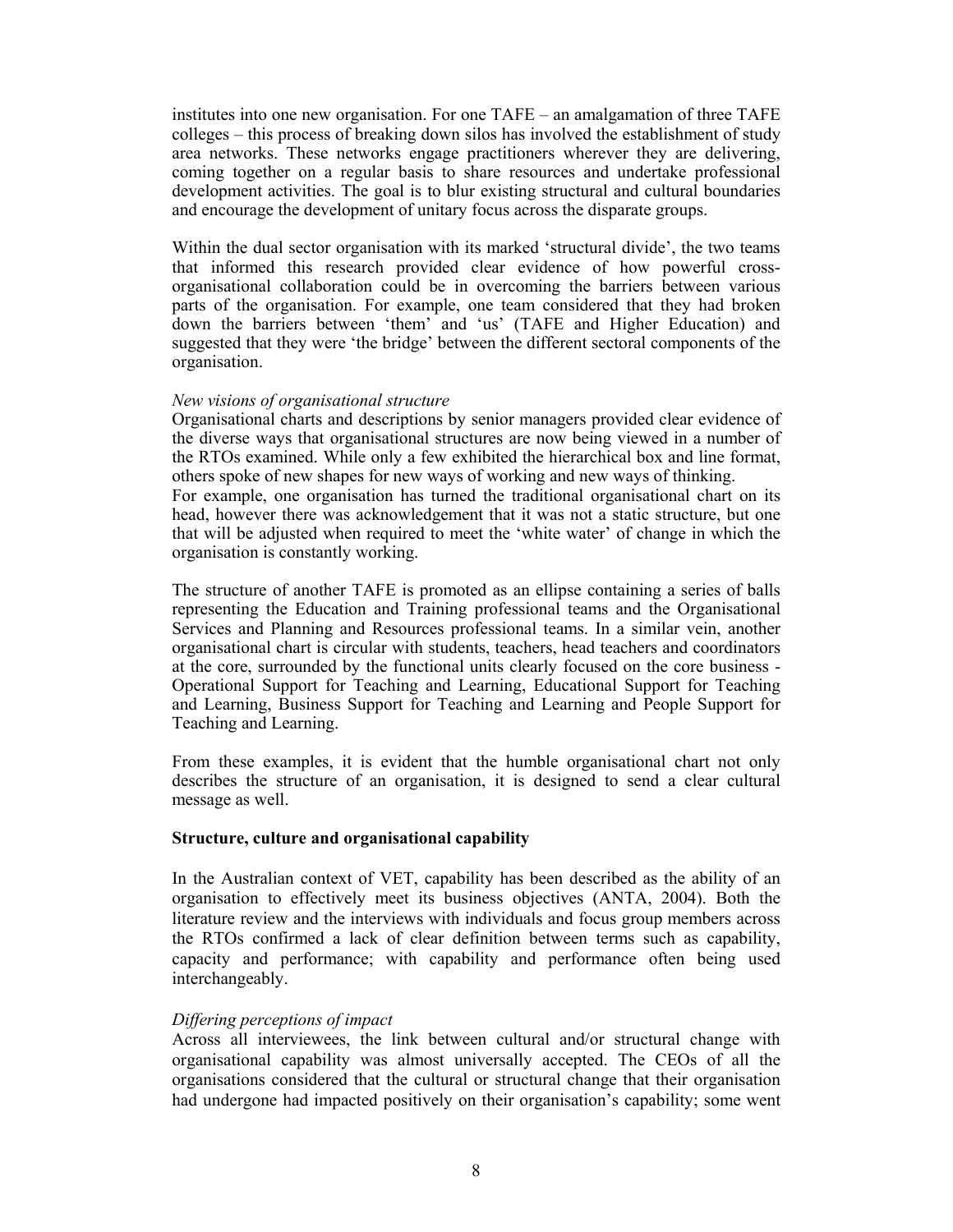institutes into one new organisation. For one TAFE – an amalgamation of three TAFE colleges – this process of breaking down silos has involved the establishment of study area networks. These networks engage practitioners wherever they are delivering, coming together on a regular basis to share resources and undertake professional development activities. The goal is to blur existing structural and cultural boundaries and encourage the development of unitary focus across the disparate groups.

Within the dual sector organisation with its marked 'structural divide', the two teams that informed this research provided clear evidence of how powerful cross-organisational collaboration could be in overcoming the barriers between various parts of the organisation. For example, one team considered that they had broken down the barriers between 'them' and 'us' (TAFE and Higher Education) and suggested that they were 'the bridge' between the different sectoral components of the organisation.

*New visions of organisational structure*

Organisational charts and descriptions by senior managers provided clear evidence of the diverse ways that organisational structures are now being viewed in a number of the RTOs examined. While only a few exhibited the hierarchical box and line format, others spoke of new shapes for new ways of working and new ways of thinking.

For example, one organisation has turned the traditional organisational chart on its head, however there was acknowledgement that it was not a static structure, but one that will be adjusted when required to meet the 'white water' of change in which the organisation is constantly working.

The structure of another TAFE is promoted as an ellipse containing a series of balls representing the Education and Training professional teams and the Organisational Services and Planning and Resources professional teams. In a similar vein, another organisational chart is circular with students, teachers, head teachers and coordinators at the core, surrounded by the functional units clearly focused on the core business - Operational Support for Teaching and Learning, Educational Support for Teaching and Learning, Business Support for Teaching and Learning and People Support for Teaching and Learning.

From these examples, it is evident that the humble organisational chart not only describes the structure of an organisation, it is designed to send a clear cultural message as well.

**Structure, culture and organisational capability**

In the Australian context of VET, capability has been described as the ability of an organisation to effectively meet its business objectives (ANTA, 2004). Both the literature review and the interviews with individuals and focus group members across the RTOs confirmed a lack of clear definition between terms such as capability, capacity and performance; with capability and performance often being used interchangeably.

*Differing perceptions of impact*

Across all interviewees, the link between cultural and/or structural change with organisational capability was almost universally accepted. The CEOs of all the organisations considered that the cultural or structural change that their organisation had undergone had impacted positively on their organisation's capability; some went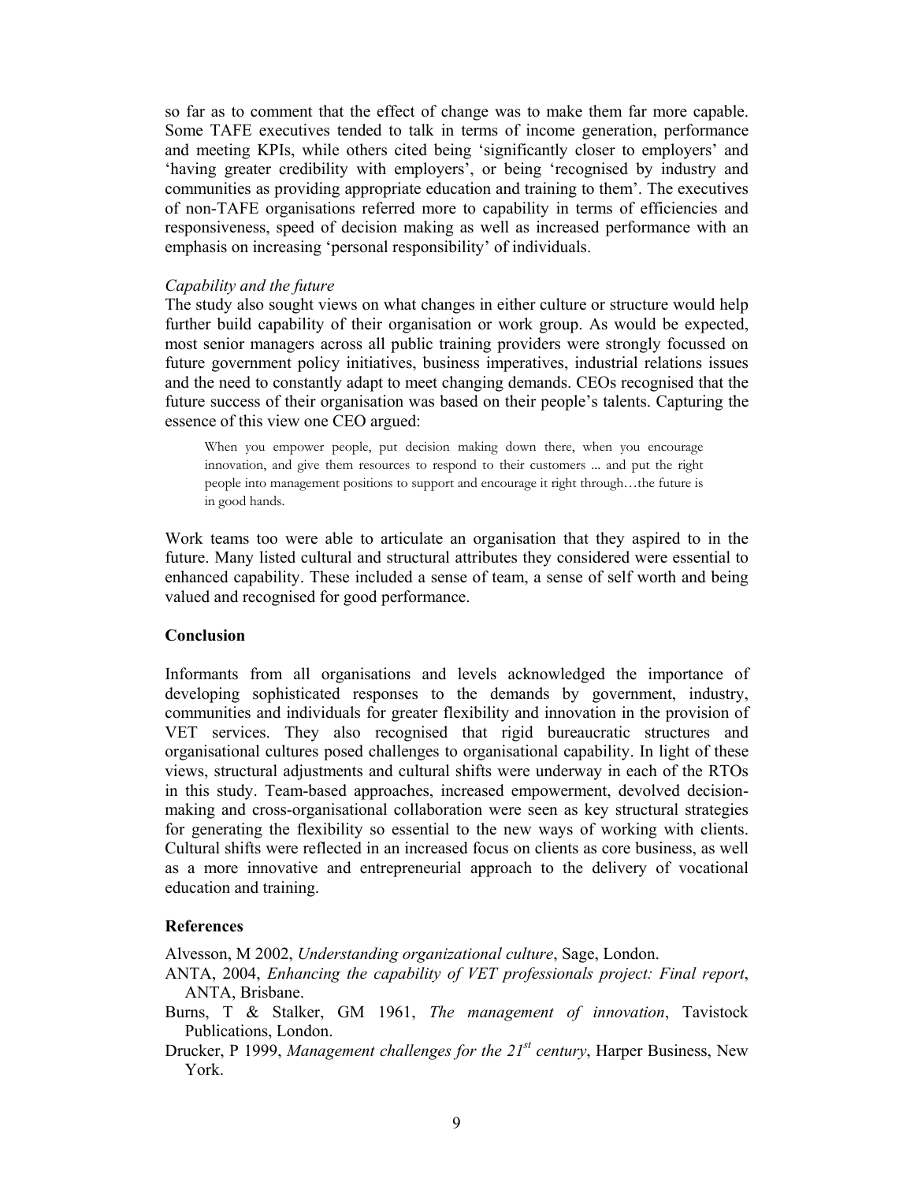so far as to comment that the effect of change was to make them far more capable. Some TAFE executives tended to talk in terms of income generation, performance and meeting KPIs, while others cited being 'significantly closer to employers' and 'having greater credibility with employers', or being 'recognised by industry and communities as providing appropriate education and training to them'. The executives of non-TAFE organisations referred more to capability in terms of efficiencies and responsiveness, speed of decision making as well as increased performance with an emphasis on increasing 'personal responsibility' of individuals.

*Capability and the future*

The study also sought views on what changes in either culture or structure would help further build capability of their organisation or work group. As would be expected, most senior managers across all public training providers were strongly focussed on future government policy initiatives, business imperatives, industrial relations issues and the need to constantly adapt to meet changing demands. CEOs recognised that the future success of their organisation was based on their people's talents. Capturing the essence of this view one CEO argued:

> When you empower people, put decision making down there, when you encourage innovation, and give them resources to respond to their customers ... and put the right people into management positions to support and encourage it right through…the future is in good hands.

Work teams too were able to articulate an organisation that they aspired to in the future. Many listed cultural and structural attributes they considered were essential to enhanced capability. These included a sense of team, a sense of self worth and being valued and recognised for good performance.

## Conclusion

Informants from all organisations and levels acknowledged the importance of developing sophisticated responses to the demands by government, industry, communities and individuals for greater flexibility and innovation in the provision of VET services. They also recognised that rigid bureaucratic structures and organisational cultures posed challenges to organisational capability. In light of these views, structural adjustments and cultural shifts were underway in each of the RTOs in this study. Team-based approaches, increased empowerment, devolved decision-making and cross-organisational collaboration were seen as key structural strategies for generating the flexibility so essential to the new ways of working with clients. Cultural shifts were reflected in an increased focus on clients as core business, as well as a more innovative and entrepreneurial approach to the delivery of vocational education and training.

## References

Alvesson, M 2002, *Understanding organizational culture*, Sage, London.

ANTA, 2004, *Enhancing the capability of VET professionals project: Final report*, ANTA, Brisbane.

Burns, T & Stalker, GM 1961, *The management of innovation*, Tavistock Publications, London.

Drucker, P 1999, *Management challenges for the 21st century*, Harper Business, New York.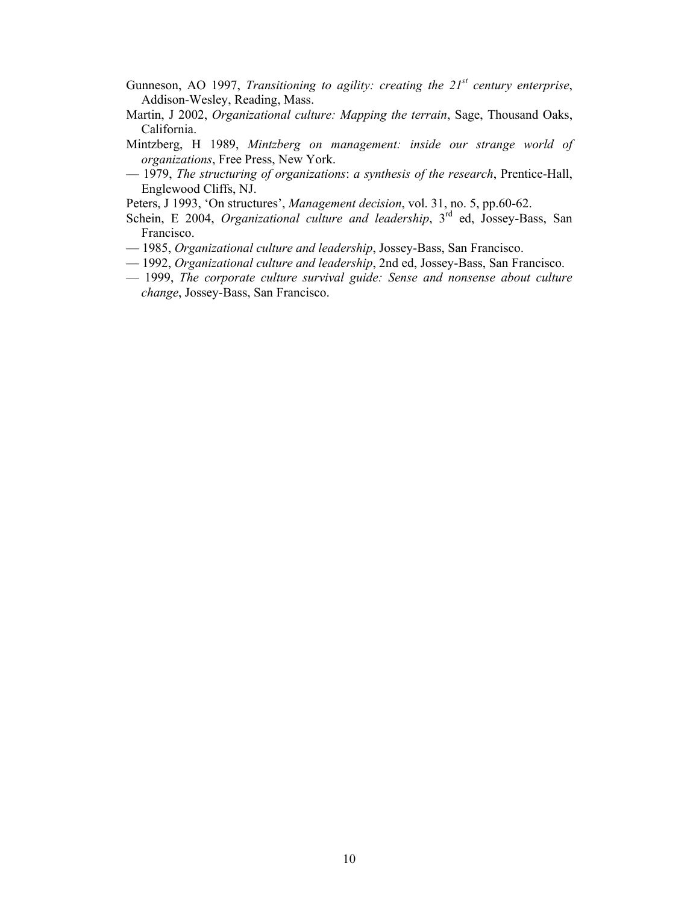Gunneson, AO 1997, *Transitioning to agility: creating the 21st century enterprise*, Addison-Wesley, Reading, Mass.

Martin, J 2002, *Organizational culture: Mapping the terrain*, Sage, Thousand Oaks, California.

Mintzberg, H 1989, *Mintzberg on management: inside our strange world of organizations*, Free Press, New York.

— 1979, *The structuring of organizations*: *a synthesis of the research*, Prentice-Hall, Englewood Cliffs, NJ.

Peters, J 1993, 'On structures', *Management decision*, vol. 31, no. 5, pp.60-62.

Schein, E 2004, *Organizational culture and leadership*, 3rd ed, Jossey-Bass, San Francisco.

— 1985, *Organizational culture and leadership*, Jossey-Bass, San Francisco.

— 1992, *Organizational culture and leadership*, 2nd ed, Jossey-Bass, San Francisco.

— 1999, *The corporate culture survival guide: Sense and nonsense about culture change*, Jossey-Bass, San Francisco.